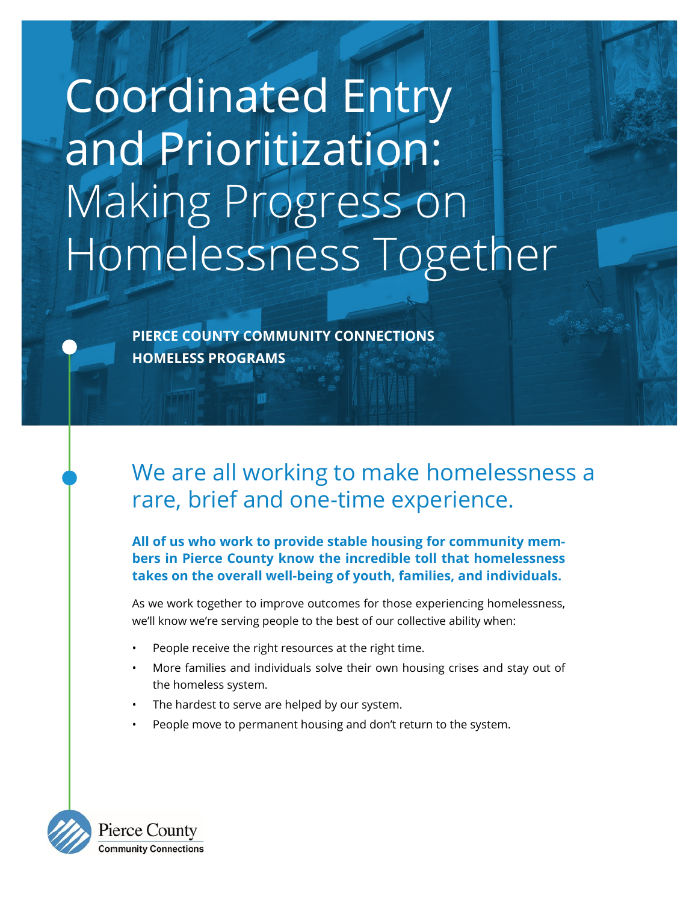# Coordinated Entry and Prioritization: Making Progress on Homelessness Together

**PIERCE COUNTY COMMUNITY CONNECTIONS HOMELESS PROGRAMS**

## We are all working to make homelessness a rare, brief and one-time experience.

**All of us who work to provide stable housing for community members in Pierce County know the incredible toll that homelessness takes on the overall well-being of youth, families, and individuals.**

As we work together to improve outcomes for those experiencing homelessness, we'll know we're serving people to the best of our collective ability when:

- People receive the right resources at the right time.
- More families and individuals solve their own housing crises and stay out of the homeless system.
- The hardest to serve are helped by our system.
- People move to permanent housing and don't return to the system.

Pierce County Community Connections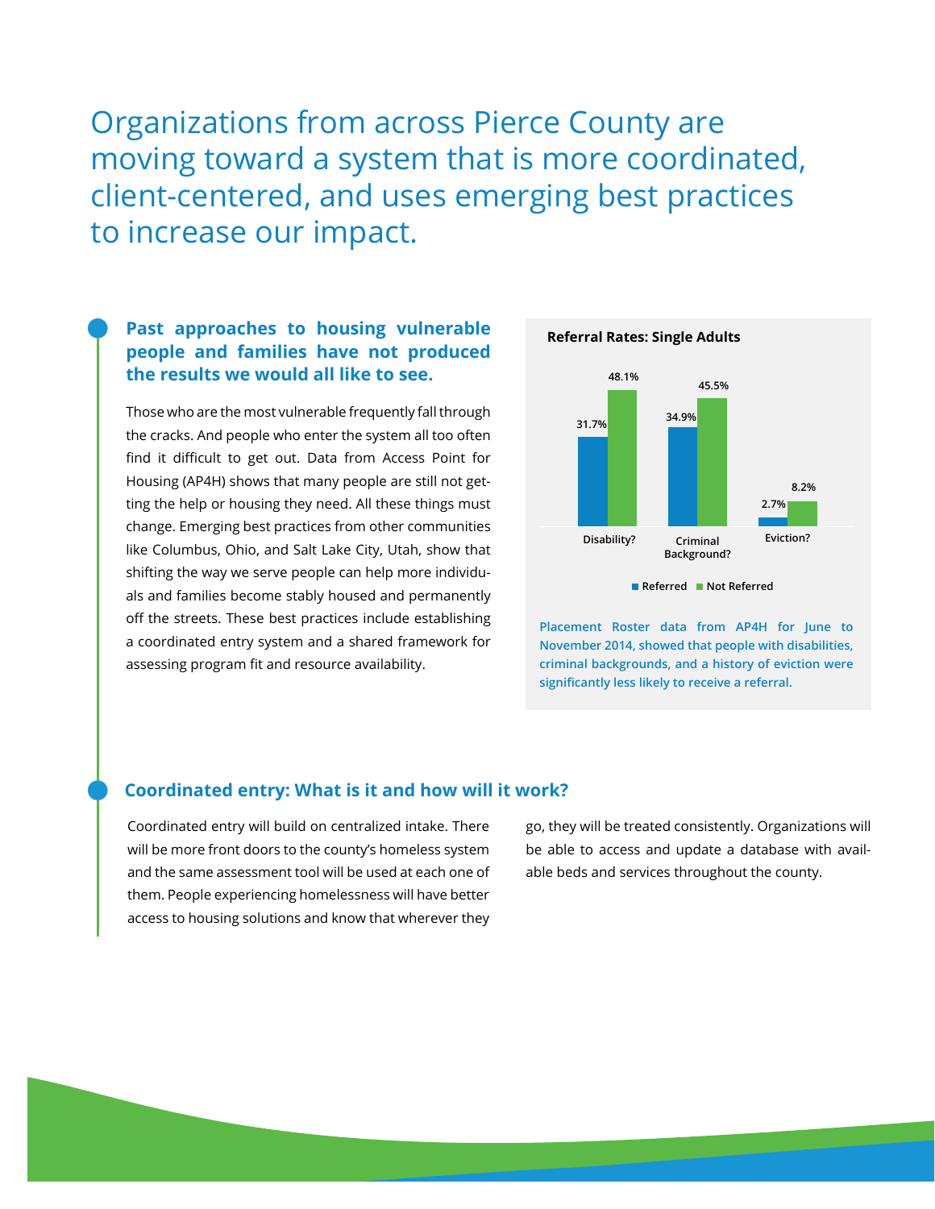# Organizations from across Pierce County are moving toward a system that is more coordinated, client-centered, and uses emerging best practices to increase our impact.

## Past approaches to housing vulnerable people and families have not produced the results we would all like to see.

Those who are the most vulnerable frequently fall through the cracks. And people who enter the system all too often find it difficult to get out. Data from Access Point for Housing (AP4H) shows that many people are still not getting the help or housing they need. All these things must change. Emerging best practices from other communities like Columbus, Ohio, and Salt Lake City, Utah, show that shifting the way we serve people can help more individuals and families become stably housed and permanently off the streets. These best practices include establishing a coordinated entry system and a shared framework for assessing program fit and resource availability.

**Referral Rates: Single Adults**

| | Referred | Not Referred |
|---|---|---|
| Disability? | 31.7% | 48.1% |
| Criminal Background? | 34.9% | 45.5% |
| Eviction? | 2.7% | 8.2% |

**Placement Roster data from AP4H for June to November 2014, showed that people with disabilities, criminal backgrounds, and a history of eviction were significantly less likely to receive a referral.**

## Coordinated entry: What is it and how will it work?

Coordinated entry will build on centralized intake. There will be more front doors to the county's homeless system and the same assessment tool will be used at each one of them. People experiencing homelessness will have better access to housing solutions and know that wherever they go, they will be treated consistently. Organizations will be able to access and update a database with available beds and services throughout the county.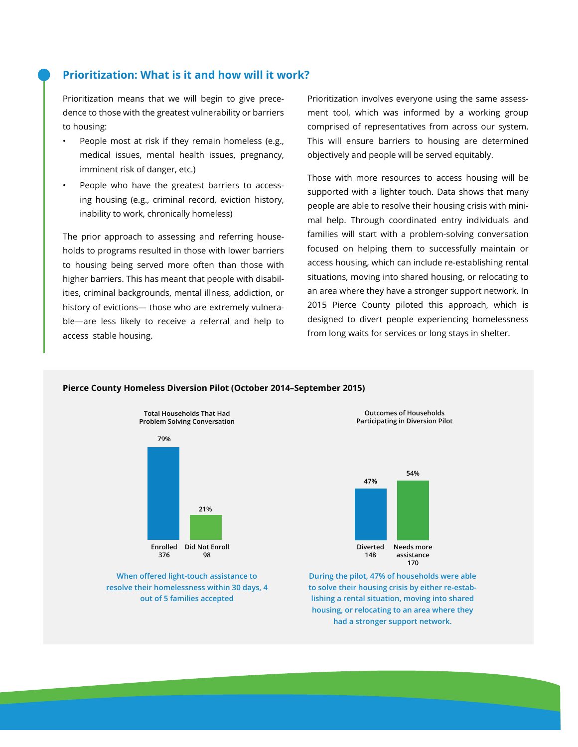## Prioritization: What is it and how will it work?

Prioritization means that we will begin to give precedence to those with the greatest vulnerability or barriers to housing:

- People most at risk if they remain homeless (e.g., medical issues, mental health issues, pregnancy, imminent risk of danger, etc.)
- People who have the greatest barriers to accessing housing (e.g., criminal record, eviction history, inability to work, chronically homeless)

The prior approach to assessing and referring households to programs resulted in those with lower barriers to housing being served more often than those with higher barriers. This has meant that people with disabilities, criminal backgrounds, mental illness, addiction, or history of evictions— those who are extremely vulnerable—are less likely to receive a referral and help to access stable housing.

Prioritization involves everyone using the same assessment tool, which was informed by a working group comprised of representatives from across our system. This will ensure barriers to housing are determined objectively and people will be served equitably.

Those with more resources to access housing will be supported with a lighter touch. Data shows that many people are able to resolve their housing crisis with minimal help. Through coordinated entry individuals and families will start with a problem-solving conversation focused on helping them to successfully maintain or access housing, which can include re-establishing rental situations, moving into shared housing, or relocating to an area where they have a stronger support network. In 2015 Pierce County piloted this approach, which is designed to divert people experiencing homelessness from long waits for services or long stays in shelter.

**Pierce County Homeless Diversion Pilot (October 2014–September 2015)**

**Total Households That Had Problem Solving Conversation**

| Outcome | Percent | Households |
|---|---|---|
| Enrolled | 79% | 376 |
| Did Not Enroll | 21% | 98 |

When offered light-touch assistance to resolve their homelessness within 30 days, 4 out of 5 families accepted

**Outcomes of Households Participating in Diversion Pilot**

| Outcome | Percent | Households |
|---|---|---|
| Diverted | 47% | 148 |
| Needs more assistance | 54% | 170 |

During the pilot, 47% of households were able to solve their housing crisis by either re-establishing a rental situation, moving into shared housing, or relocating to an area where they had a stronger support network.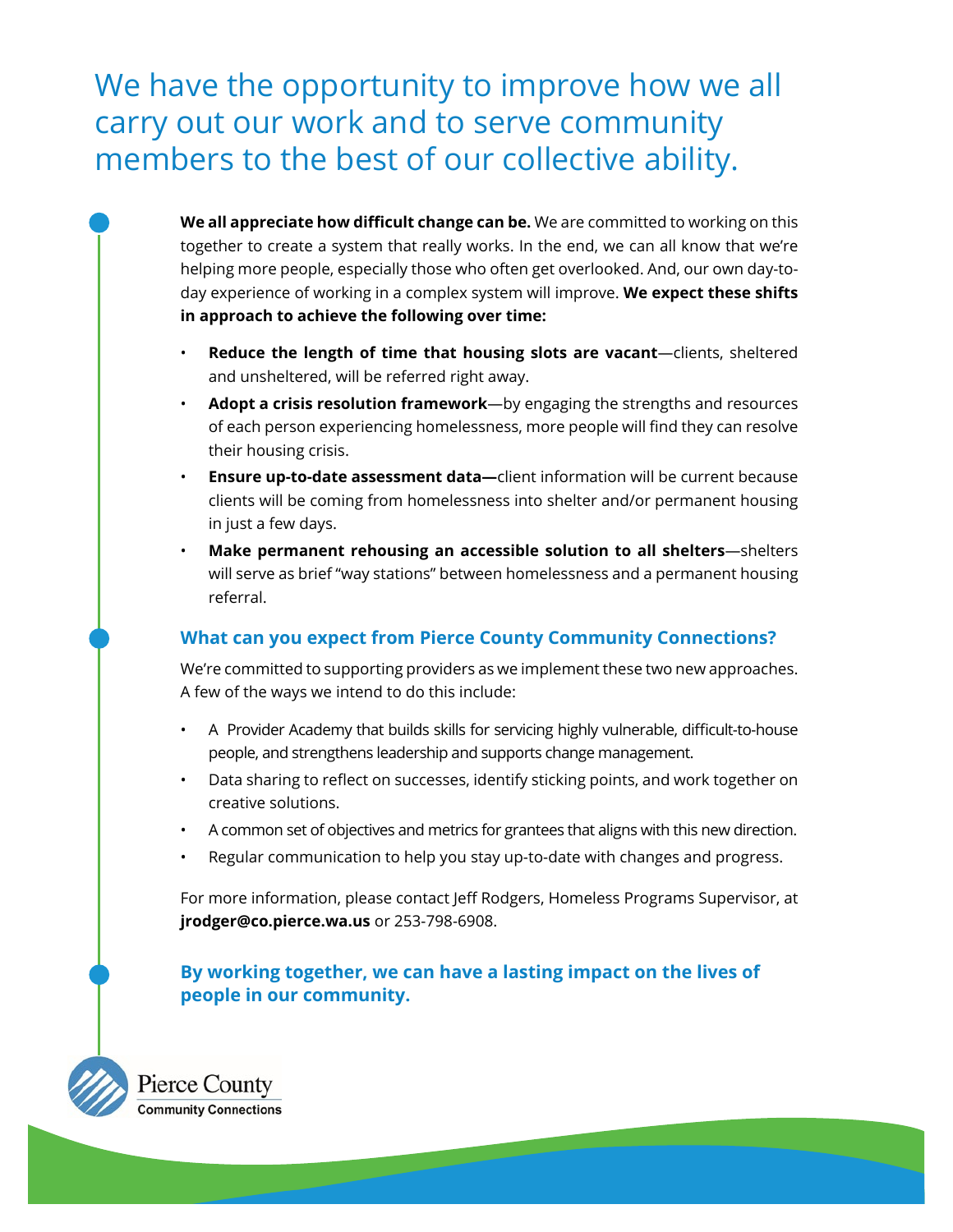# We have the opportunity to improve how we all carry out our work and to serve community members to the best of our collective ability.

**We all appreciate how difficult change can be.** We are committed to working on this together to create a system that really works. In the end, we can all know that we're helping more people, especially those who often get overlooked. And, our own day-to-day experience of working in a complex system will improve. **We expect these shifts in approach to achieve the following over time:**

- **Reduce the length of time that housing slots are vacant**—clients, sheltered and unsheltered, will be referred right away.
- **Adopt a crisis resolution framework**—by engaging the strengths and resources of each person experiencing homelessness, more people will find they can resolve their housing crisis.
- **Ensure up-to-date assessment data—**client information will be current because clients will be coming from homelessness into shelter and/or permanent housing in just a few days.
- **Make permanent rehousing an accessible solution to all shelters**—shelters will serve as brief "way stations" between homelessness and a permanent housing referral.

### What can you expect from Pierce County Community Connections?

We're committed to supporting providers as we implement these two new approaches. A few of the ways we intend to do this include:

- A Provider Academy that builds skills for servicing highly vulnerable, difficult-to-house people, and strengthens leadership and supports change management.
- Data sharing to reflect on successes, identify sticking points, and work together on creative solutions.
- A common set of objectives and metrics for grantees that aligns with this new direction.
- Regular communication to help you stay up-to-date with changes and progress.

For more information, please contact Jeff Rodgers, Homeless Programs Supervisor, at **jrodger@co.pierce.wa.us** or 253-798-6908.

**By working together, we can have a lasting impact on the lives of people in our community.**

Pierce County
Community Connections